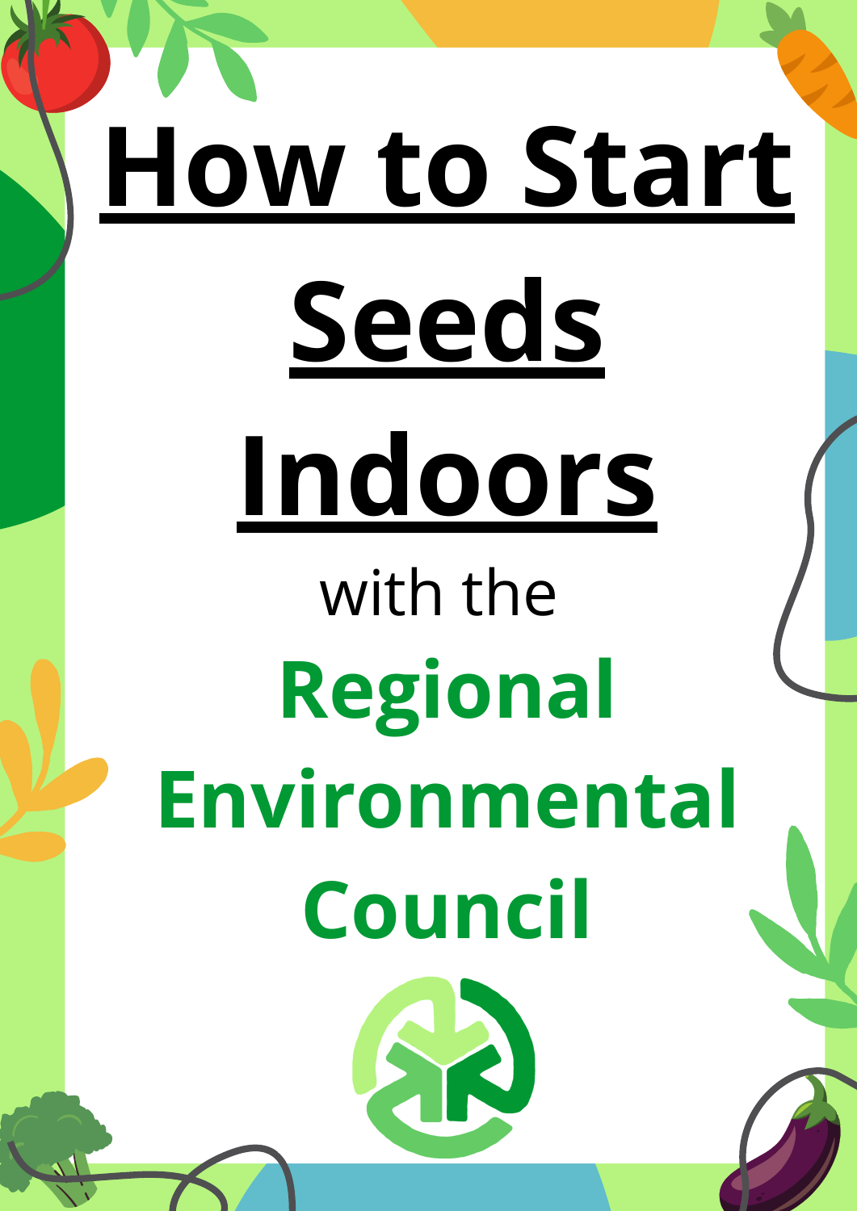# How to Start Seeds Indoors

with the

**Regional Environmental Council**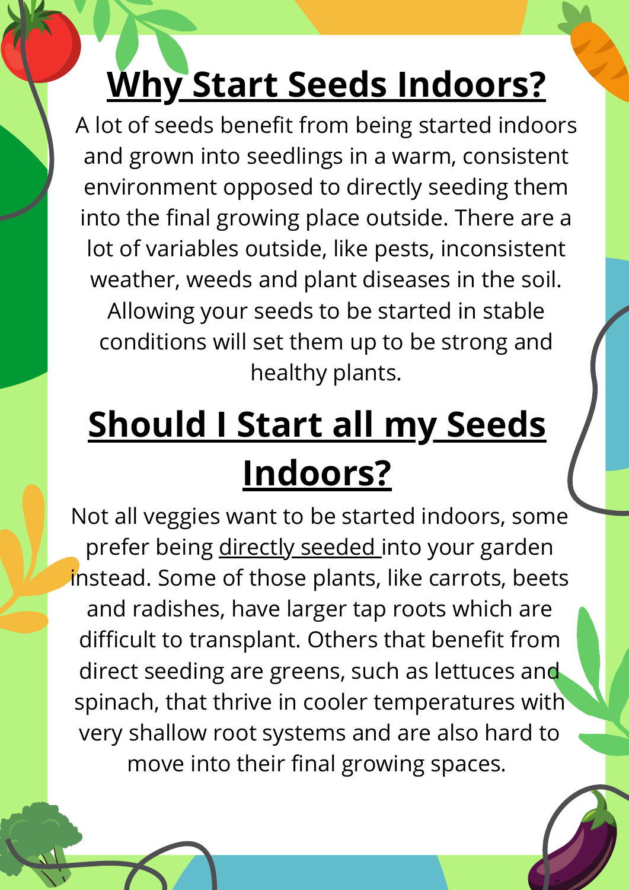# Why Start Seeds Indoors?

A lot of seeds benefit from being started indoors and grown into seedlings in a warm, consistent environment opposed to directly seeding them into the final growing place outside. There are a lot of variables outside, like pests, inconsistent weather, weeds and plant diseases in the soil. Allowing your seeds to be started in stable conditions will set them up to be strong and healthy plants.

# Should I Start all my Seeds Indoors?

Not all veggies want to be started indoors, some prefer being directly seeded into your garden instead. Some of those plants, like carrots, beets and radishes, have larger tap roots which are difficult to transplant. Others that benefit from direct seeding are greens, such as lettuces and spinach, that thrive in cooler temperatures with very shallow root systems and are also hard to move into their final growing spaces.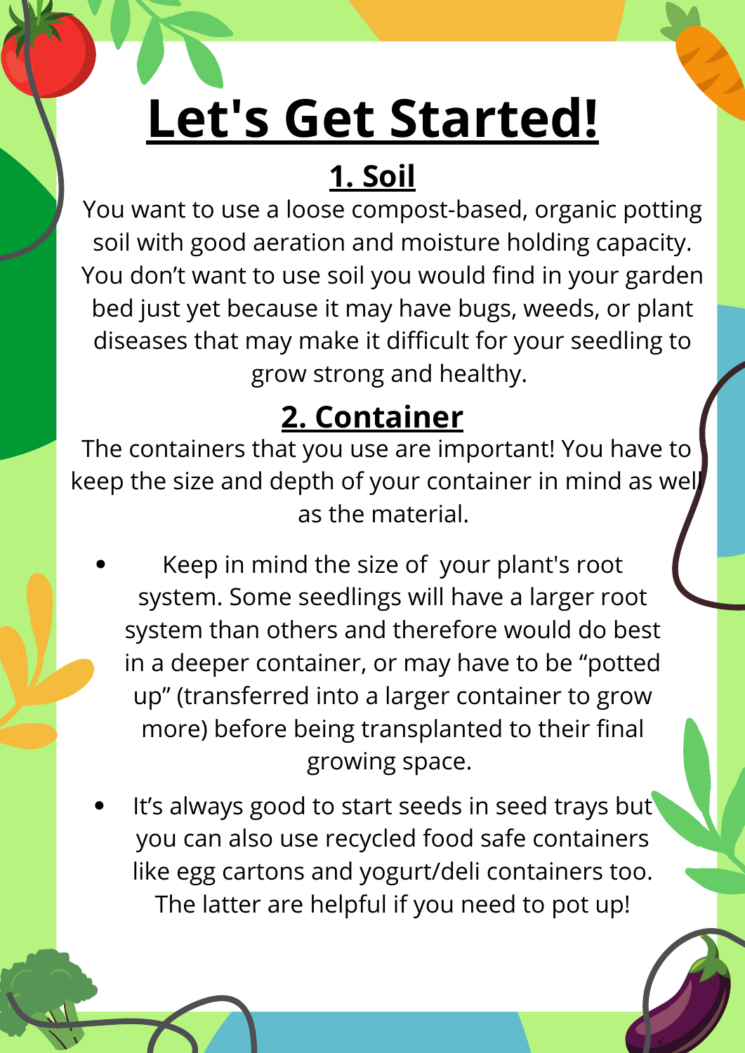# Let's Get Started!

## 1. Soil

You want to use a loose compost-based, organic potting soil with good aeration and moisture holding capacity. You don't want to use soil you would find in your garden bed just yet because it may have bugs, weeds, or plant diseases that may make it difficult for your seedling to grow strong and healthy.

## 2. Container

The containers that you use are important! You have to keep the size and depth of your container in mind as well as the material.

- Keep in mind the size of your plant's root system. Some seedlings will have a larger root system than others and therefore would do best in a deeper container, or may have to be "potted up" (transferred into a larger container to grow more) before being transplanted to their final growing space.
- It's always good to start seeds in seed trays but you can also use recycled food safe containers like egg cartons and yogurt/deli containers too. The latter are helpful if you need to pot up!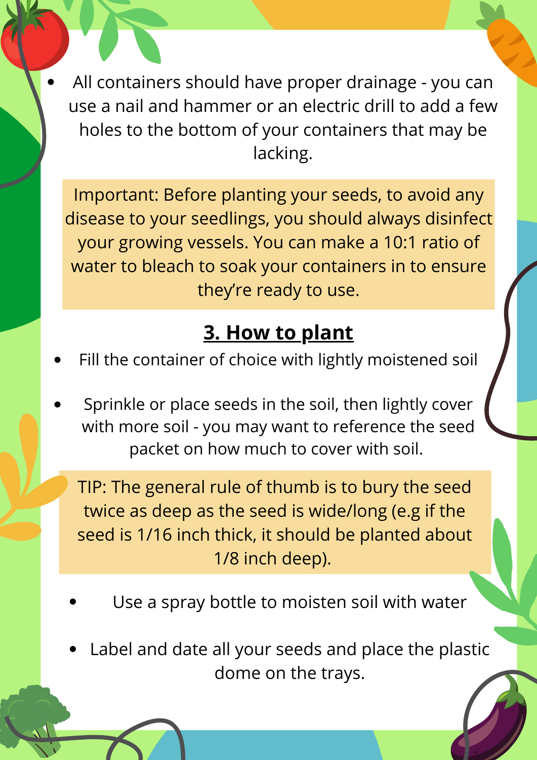- All containers should have proper drainage - you can use a nail and hammer or an electric drill to add a few holes to the bottom of your containers that may be lacking.

Important: Before planting your seeds, to avoid any disease to your seedlings, you should always disinfect your growing vessels. You can make a 10:1 ratio of water to bleach to soak your containers in to ensure they're ready to use.

## **3. How to plant**

- Fill the container of choice with lightly moistened soil
- Sprinkle or place seeds in the soil, then lightly cover with more soil - you may want to reference the seed packet on how much to cover with soil.

TIP: The general rule of thumb is to bury the seed twice as deep as the seed is wide/long (e.g if the seed is 1/16 inch thick, it should be planted about 1/8 inch deep).

- Use a spray bottle to moisten soil with water
- Label and date all your seeds and place the plastic dome on the trays.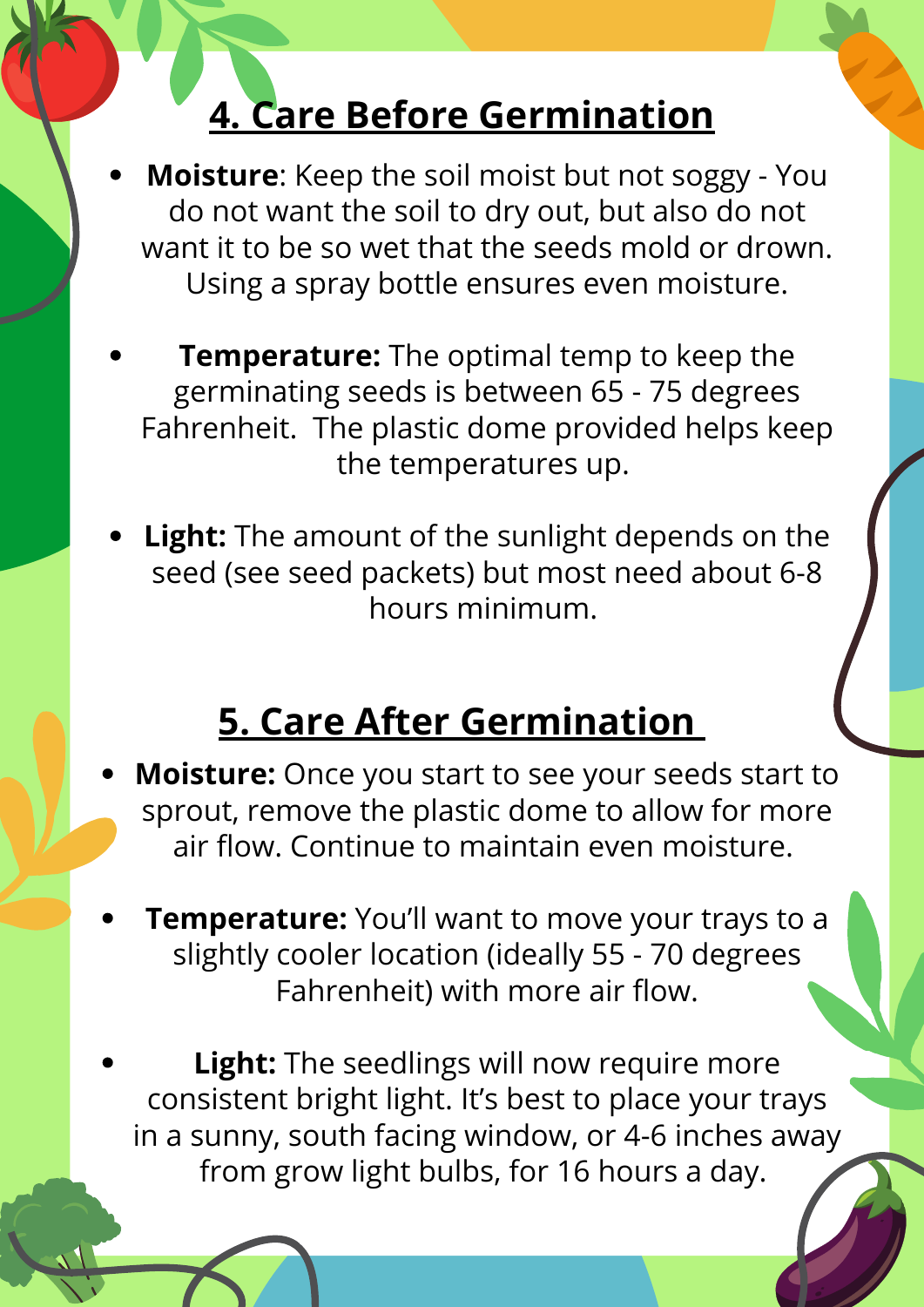## 4. Care Before Germination

- **Moisture**: Keep the soil moist but not soggy - You do not want the soil to dry out, but also do not want it to be so wet that the seeds mold or drown. Using a spray bottle ensures even moisture.
- **Temperature:** The optimal temp to keep the germinating seeds is between 65 - 75 degrees Fahrenheit. The plastic dome provided helps keep the temperatures up.
- **Light:** The amount of the sunlight depends on the seed (see seed packets) but most need about 6-8 hours minimum.

## 5. Care After Germination

- **Moisture:** Once you start to see your seeds start to sprout, remove the plastic dome to allow for more air flow. Continue to maintain even moisture.
- **Temperature:** You'll want to move your trays to a slightly cooler location (ideally 55 - 70 degrees Fahrenheit) with more air flow.
- **Light:** The seedlings will now require more consistent bright light. It's best to place your trays in a sunny, south facing window, or 4-6 inches away from grow light bulbs, for 16 hours a day.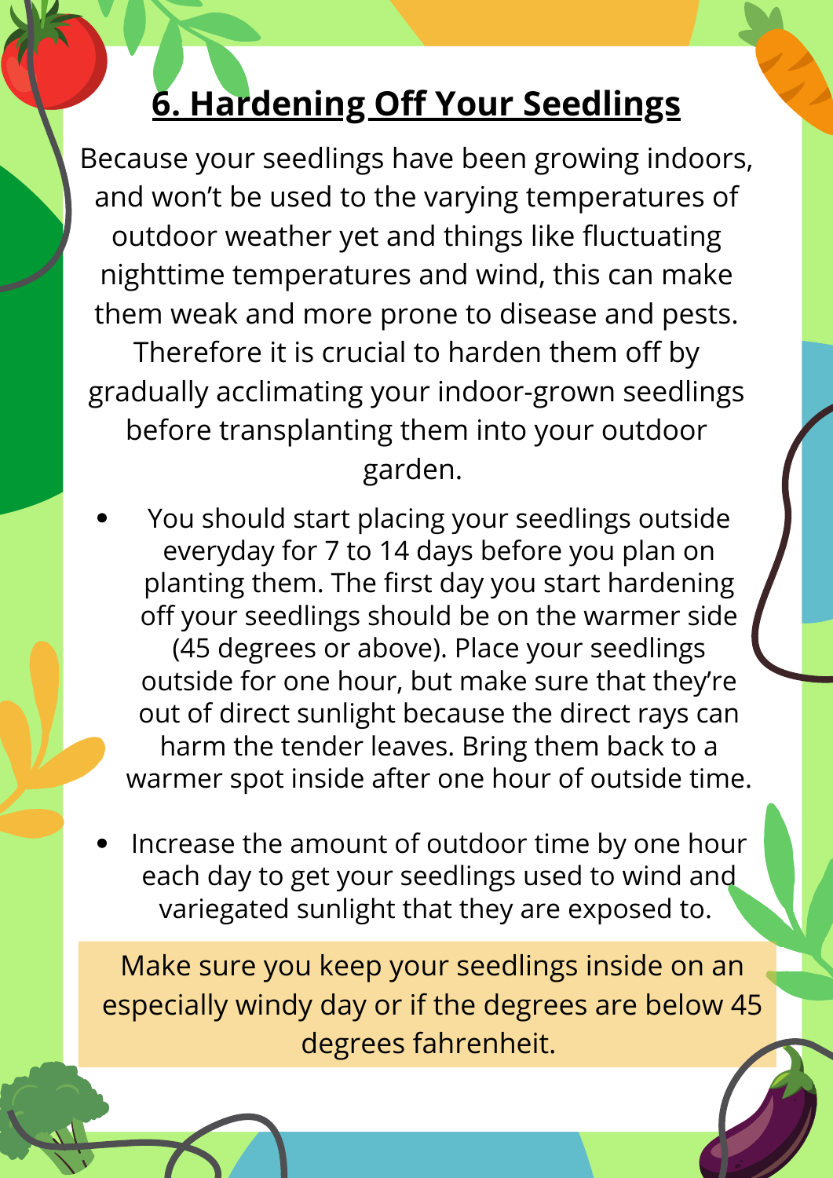## 6. Hardening Off Your Seedlings

Because your seedlings have been growing indoors, and won't be used to the varying temperatures of outdoor weather yet and things like fluctuating nighttime temperatures and wind, this can make them weak and more prone to disease and pests. Therefore it is crucial to harden them off by gradually acclimating your indoor-grown seedlings before transplanting them into your outdoor garden.

- You should start placing your seedlings outside everyday for 7 to 14 days before you plan on planting them. The first day you start hardening off your seedlings should be on the warmer side (45 degrees or above). Place your seedlings outside for one hour, but make sure that they're out of direct sunlight because the direct rays can harm the tender leaves. Bring them back to a warmer spot inside after one hour of outside time.

- Increase the amount of outdoor time by one hour each day to get your seedlings used to wind and variegated sunlight that they are exposed to.

Make sure you keep your seedlings inside on an especially windy day or if the degrees are below 45 degrees fahrenheit.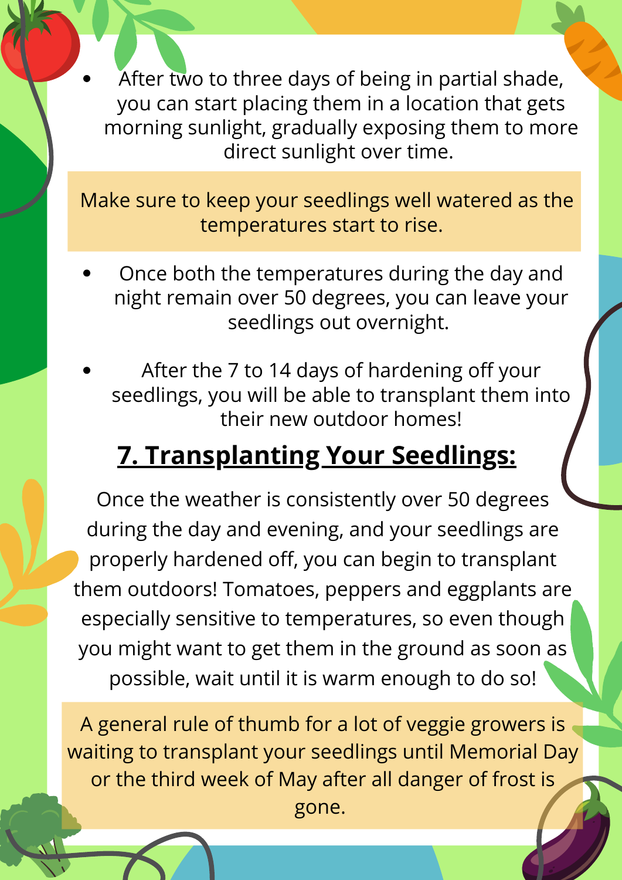- After two to three days of being in partial shade, you can start placing them in a location that gets morning sunlight, gradually exposing them to more direct sunlight over time.

Make sure to keep your seedlings well watered as the temperatures start to rise.

- Once both the temperatures during the day and night remain over 50 degrees, you can leave your seedlings out overnight.

- After the 7 to 14 days of hardening off your seedlings, you will be able to transplant them into their new outdoor homes!

## **7. Transplanting Your Seedlings:**

Once the weather is consistently over 50 degrees during the day and evening, and your seedlings are properly hardened off, you can begin to transplant them outdoors! Tomatoes, peppers and eggplants are especially sensitive to temperatures, so even though you might want to get them in the ground as soon as possible, wait until it is warm enough to do so!

A general rule of thumb for a lot of veggie growers is waiting to transplant your seedlings until Memorial Day or the third week of May after all danger of frost is gone.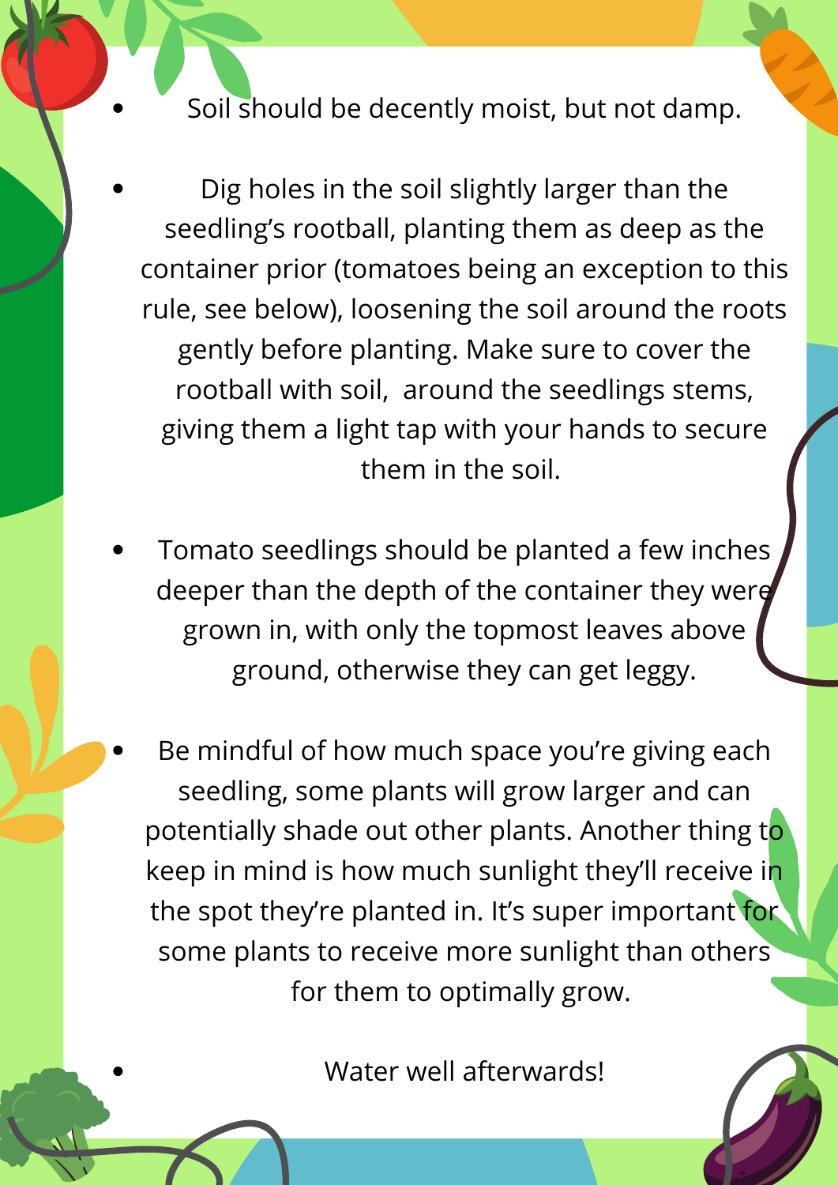- Soil should be decently moist, but not damp.
- Dig holes in the soil slightly larger than the seedling's rootball, planting them as deep as the container prior (tomatoes being an exception to this rule, see below), loosening the soil around the roots gently before planting. Make sure to cover the rootball with soil,  around the seedlings stems, giving them a light tap with your hands to secure them in the soil.
- Tomato seedlings should be planted a few inches deeper than the depth of the container they were grown in, with only the topmost leaves above ground, otherwise they can get leggy.
- Be mindful of how much space you're giving each seedling, some plants will grow larger and can potentially shade out other plants. Another thing to keep in mind is how much sunlight they'll receive in the spot they're planted in. It's super important for some plants to receive more sunlight than others for them to optimally grow.
- Water well afterwards!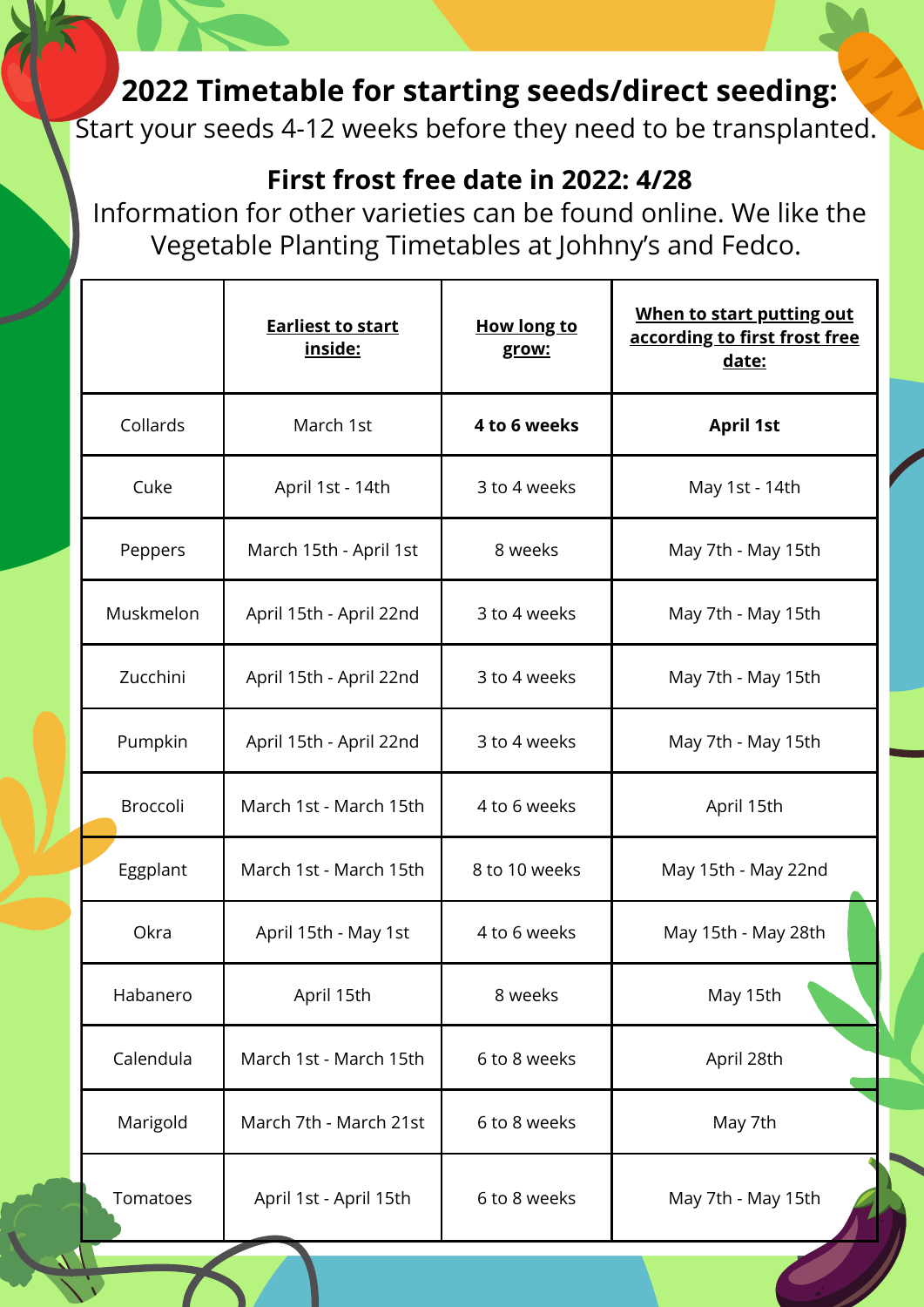# 2022 Timetable for starting seeds/direct seeding:

Start your seeds 4-12 weeks before they need to be transplanted.

## First frost free date in 2022: 4/28

Information for other varieties can be found online. We like the Vegetable Planting Timetables at Johnny's and Fedco.

| | Earliest to start inside: | How long to grow: | When to start putting out according to first frost free date: |
|---|---|---|---|
| Collards | March 1st | **4 to 6 weeks** | **April 1st** |
| Cuke | April 1st - 14th | 3 to 4 weeks | May 1st - 14th |
| Peppers | March 15th - April 1st | 8 weeks | May 7th - May 15th |
| Muskmelon | April 15th - April 22nd | 3 to 4 weeks | May 7th - May 15th |
| Zucchini | April 15th - April 22nd | 3 to 4 weeks | May 7th - May 15th |
| Pumpkin | April 15th - April 22nd | 3 to 4 weeks | May 7th - May 15th |
| Broccoli | March 1st - March 15th | 4 to 6 weeks | April 15th |
| Eggplant | March 1st - March 15th | 8 to 10 weeks | May 15th - May 22nd |
| Okra | April 15th - May 1st | 4 to 6 weeks | May 15th - May 28th |
| Habanero | April 15th | 8 weeks | May 15th |
| Calendula | March 1st - March 15th | 6 to 8 weeks | April 28th |
| Marigold | March 7th - March 21st | 6 to 8 weeks | May 7th |
| Tomatoes | April 1st - April 15th | 6 to 8 weeks | May 7th - May 15th |